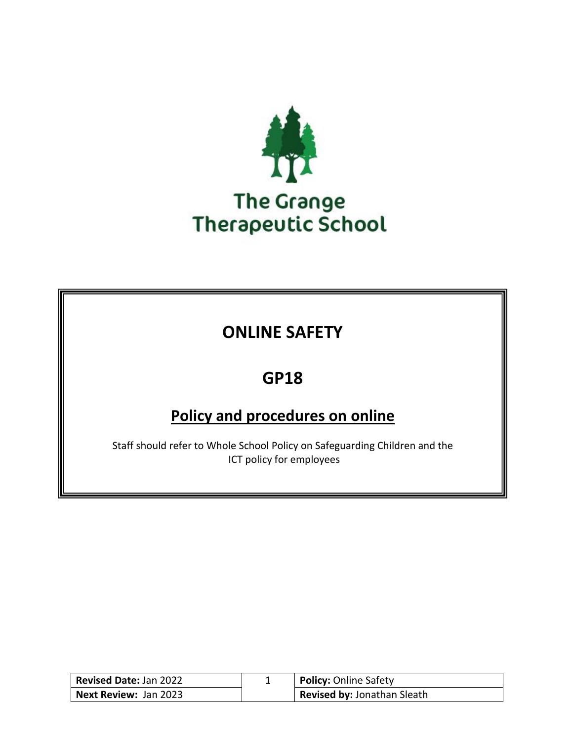The Grange
Therapeutic School

# ONLINE SAFETY

# GP18

## Policy and procedures on online

Staff should refer to Whole School Policy on Safeguarding Children and the ICT policy for employees

| **Revised Date:** Jan 2022 | | **Policy:** Online Safety |
|---|---|---|
| **Next Review:** Jan 2023 | | **Revised by:** Jonathan Sleath |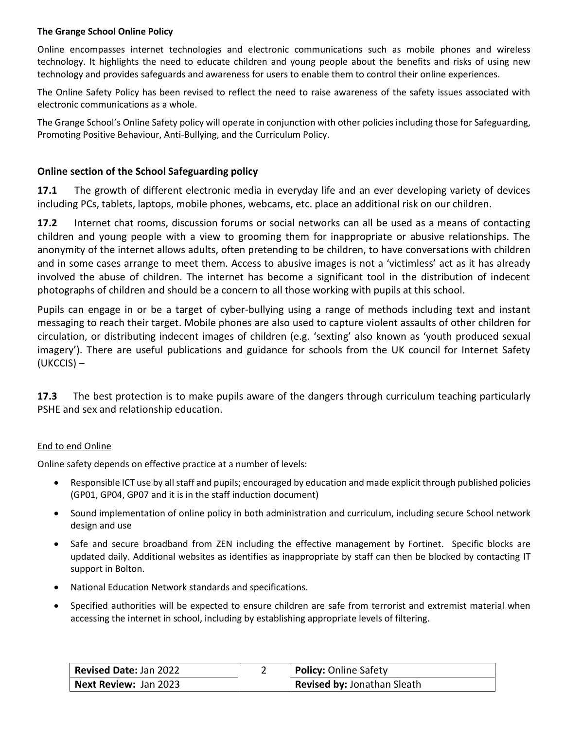**The Grange School Online Policy**

Online encompasses internet technologies and electronic communications such as mobile phones and wireless technology. It highlights the need to educate children and young people about the benefits and risks of using new technology and provides safeguards and awareness for users to enable them to control their online experiences.

The Online Safety Policy has been revised to reflect the need to raise awareness of the safety issues associated with electronic communications as a whole.

The Grange School's Online Safety policy will operate in conjunction with other policies including those for Safeguarding, Promoting Positive Behaviour, Anti-Bullying, and the Curriculum Policy.

## Online section of the School Safeguarding policy

**17.1** The growth of different electronic media in everyday life and an ever developing variety of devices including PCs, tablets, laptops, mobile phones, webcams, etc. place an additional risk on our children.

**17.2** Internet chat rooms, discussion forums or social networks can all be used as a means of contacting children and young people with a view to grooming them for inappropriate or abusive relationships. The anonymity of the internet allows adults, often pretending to be children, to have conversations with children and in some cases arrange to meet them. Access to abusive images is not a 'victimless' act as it has already involved the abuse of children. The internet has become a significant tool in the distribution of indecent photographs of children and should be a concern to all those working with pupils at this school.

Pupils can engage in or be a target of cyber-bullying using a range of methods including text and instant messaging to reach their target. Mobile phones are also used to capture violent assaults of other children for circulation, or distributing indecent images of children (e.g. 'sexting' also known as 'youth produced sexual imagery'). There are useful publications and guidance for schools from the UK council for Internet Safety (UKCCIS) –

**17.3** The best protection is to make pupils aware of the dangers through curriculum teaching particularly PSHE and sex and relationship education.

<u>End to end Online</u>

Online safety depends on effective practice at a number of levels:

- Responsible ICT use by all staff and pupils; encouraged by education and made explicit through published policies (GP01, GP04, GP07 and it is in the staff induction document)
- Sound implementation of online policy in both administration and curriculum, including secure School network design and use
- Safe and secure broadband from ZEN including the effective management by Fortinet. Specific blocks are updated daily. Additional websites as identifies as inappropriate by staff can then be blocked by contacting IT support in Bolton.
- National Education Network standards and specifications.
- Specified authorities will be expected to ensure children are safe from terrorist and extremist material when accessing the internet in school, including by establishing appropriate levels of filtering.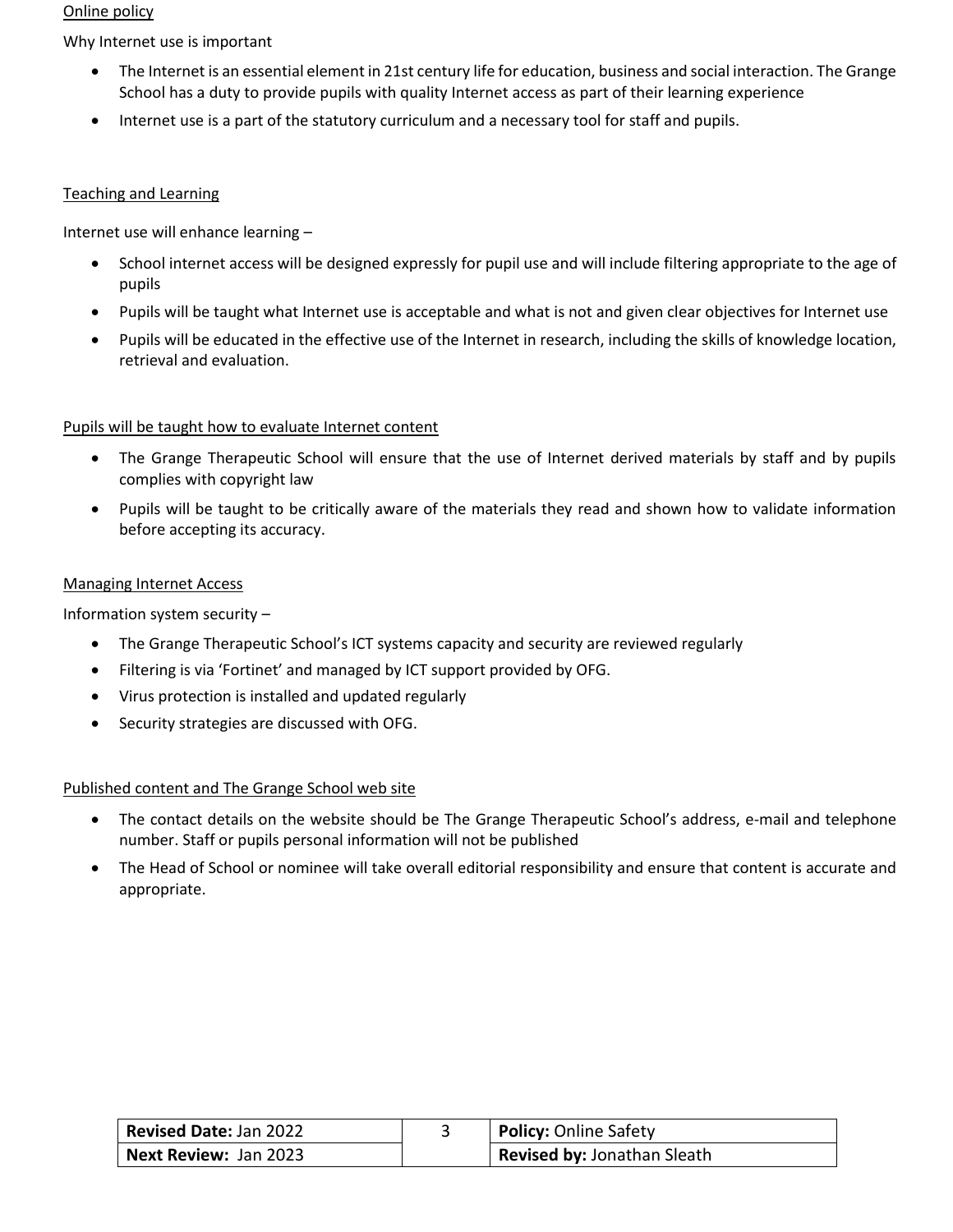Online policy

Why Internet use is important

- The Internet is an essential element in 21st century life for education, business and social interaction. The Grange School has a duty to provide pupils with quality Internet access as part of their learning experience
- Internet use is a part of the statutory curriculum and a necessary tool for staff and pupils.

Teaching and Learning

Internet use will enhance learning –

- School internet access will be designed expressly for pupil use and will include filtering appropriate to the age of pupils
- Pupils will be taught what Internet use is acceptable and what is not and given clear objectives for Internet use
- Pupils will be educated in the effective use of the Internet in research, including the skills of knowledge location, retrieval and evaluation.

Pupils will be taught how to evaluate Internet content

- The Grange Therapeutic School will ensure that the use of Internet derived materials by staff and by pupils complies with copyright law
- Pupils will be taught to be critically aware of the materials they read and shown how to validate information before accepting its accuracy.

Managing Internet Access

Information system security –

- The Grange Therapeutic School's ICT systems capacity and security are reviewed regularly
- Filtering is via 'Fortinet' and managed by ICT support provided by OFG.
- Virus protection is installed and updated regularly
- Security strategies are discussed with OFG.

Published content and The Grange School web site

- The contact details on the website should be The Grange Therapeutic School's address, e-mail and telephone number. Staff or pupils personal information will not be published
- The Head of School or nominee will take overall editorial responsibility and ensure that content is accurate and appropriate.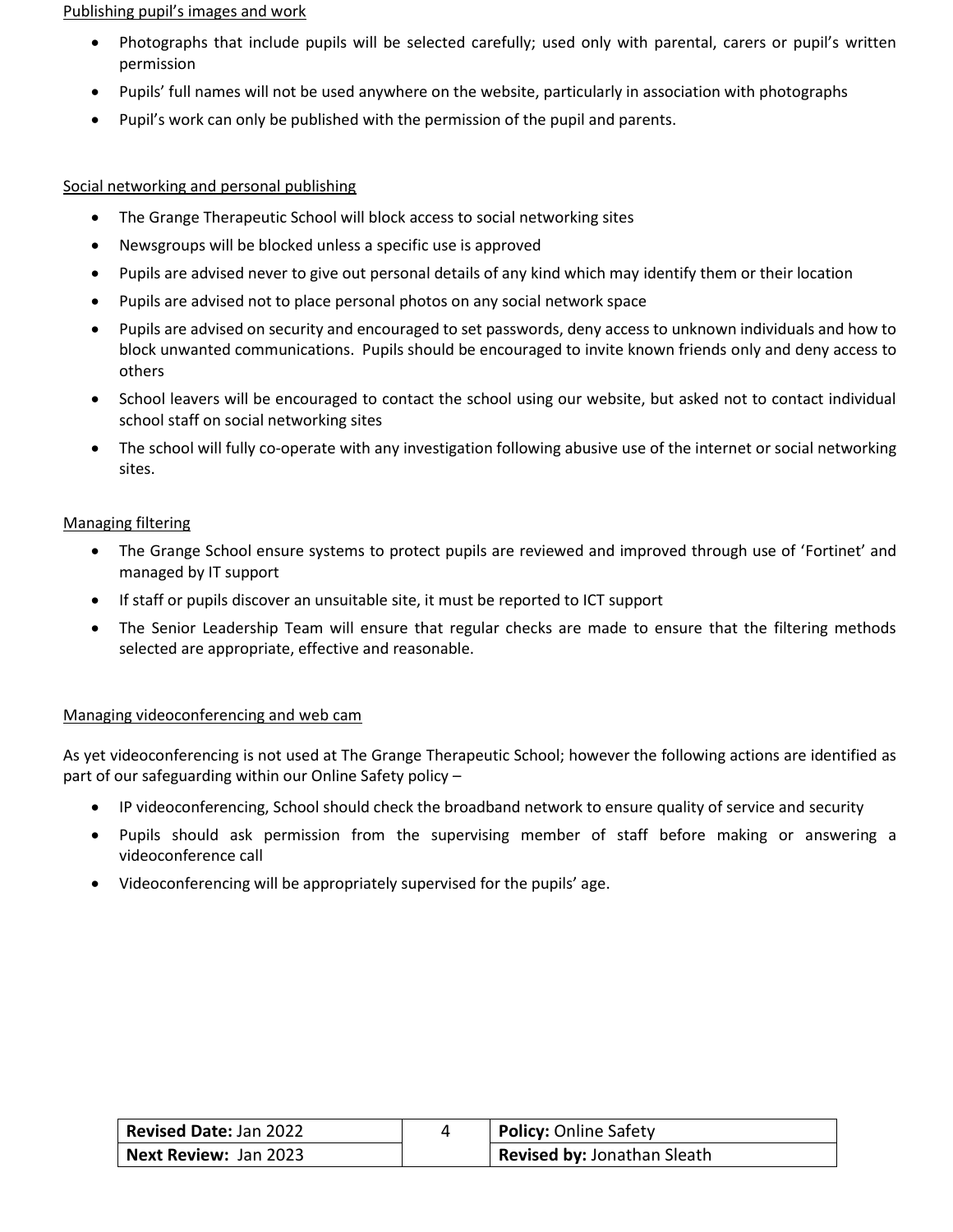Publishing pupil's images and work

- Photographs that include pupils will be selected carefully; used only with parental, carers or pupil's written permission
- Pupils' full names will not be used anywhere on the website, particularly in association with photographs
- Pupil's work can only be published with the permission of the pupil and parents.

Social networking and personal publishing

- The Grange Therapeutic School will block access to social networking sites
- Newsgroups will be blocked unless a specific use is approved
- Pupils are advised never to give out personal details of any kind which may identify them or their location
- Pupils are advised not to place personal photos on any social network space
- Pupils are advised on security and encouraged to set passwords, deny access to unknown individuals and how to block unwanted communications. Pupils should be encouraged to invite known friends only and deny access to others
- School leavers will be encouraged to contact the school using our website, but asked not to contact individual school staff on social networking sites
- The school will fully co-operate with any investigation following abusive use of the internet or social networking sites.

Managing filtering

- The Grange School ensure systems to protect pupils are reviewed and improved through use of 'Fortinet' and managed by IT support
- If staff or pupils discover an unsuitable site, it must be reported to ICT support
- The Senior Leadership Team will ensure that regular checks are made to ensure that the filtering methods selected are appropriate, effective and reasonable.

Managing videoconferencing and web cam

As yet videoconferencing is not used at The Grange Therapeutic School; however the following actions are identified as part of our safeguarding within our Online Safety policy –

- IP videoconferencing, School should check the broadband network to ensure quality of service and security
- Pupils should ask permission from the supervising member of staff before making or answering a videoconference call
- Videoconferencing will be appropriately supervised for the pupils' age.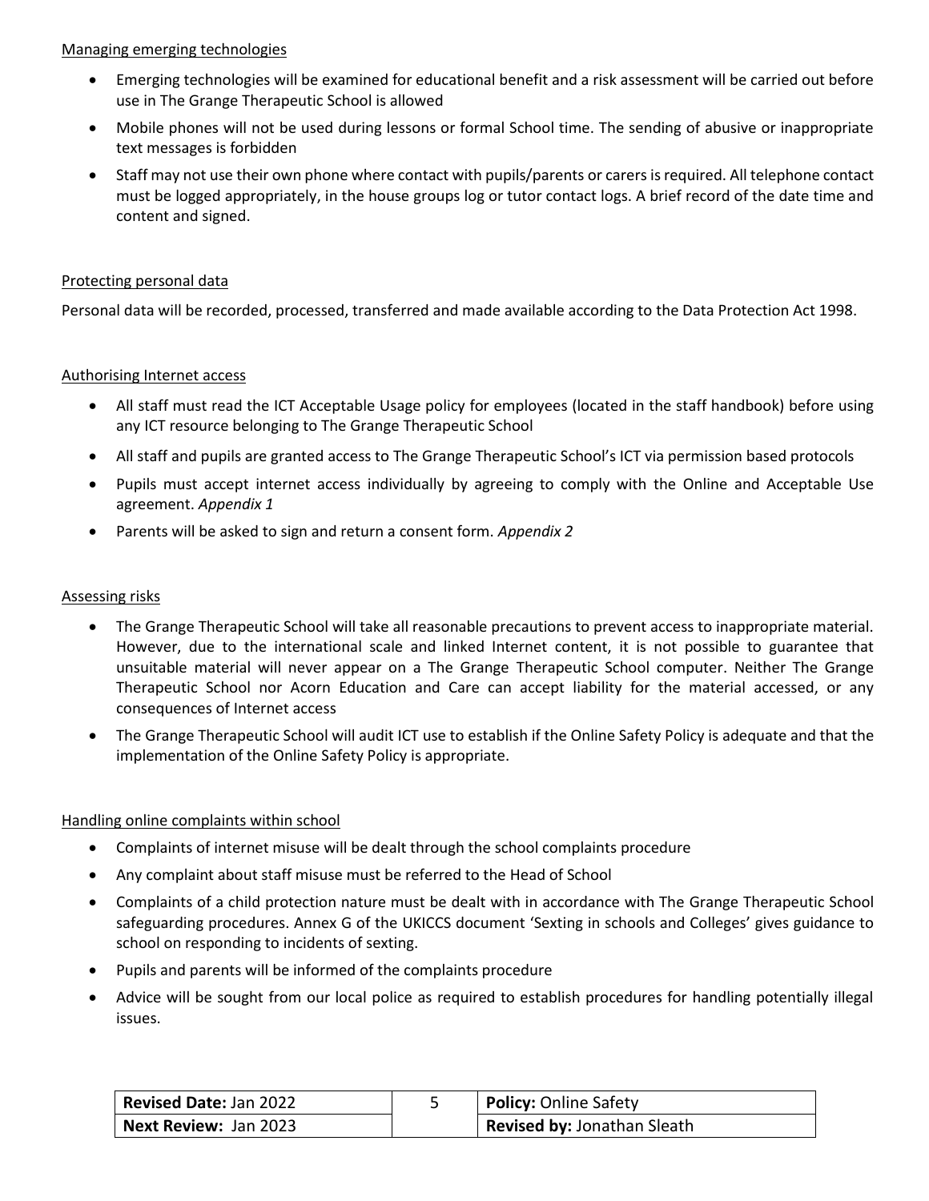Managing emerging technologies

- Emerging technologies will be examined for educational benefit and a risk assessment will be carried out before use in The Grange Therapeutic School is allowed
- Mobile phones will not be used during lessons or formal School time. The sending of abusive or inappropriate text messages is forbidden
- Staff may not use their own phone where contact with pupils/parents or carers is required. All telephone contact must be logged appropriately, in the house groups log or tutor contact logs. A brief record of the date time and content and signed.

Protecting personal data

Personal data will be recorded, processed, transferred and made available according to the Data Protection Act 1998.

Authorising Internet access

- All staff must read the ICT Acceptable Usage policy for employees (located in the staff handbook) before using any ICT resource belonging to The Grange Therapeutic School
- All staff and pupils are granted access to The Grange Therapeutic School's ICT via permission based protocols
- Pupils must accept internet access individually by agreeing to comply with the Online and Acceptable Use agreement. *Appendix 1*
- Parents will be asked to sign and return a consent form. *Appendix 2*

Assessing risks

- The Grange Therapeutic School will take all reasonable precautions to prevent access to inappropriate material. However, due to the international scale and linked Internet content, it is not possible to guarantee that unsuitable material will never appear on a The Grange Therapeutic School computer. Neither The Grange Therapeutic School nor Acorn Education and Care can accept liability for the material accessed, or any consequences of Internet access
- The Grange Therapeutic School will audit ICT use to establish if the Online Safety Policy is adequate and that the implementation of the Online Safety Policy is appropriate.

Handling online complaints within school

- Complaints of internet misuse will be dealt through the school complaints procedure
- Any complaint about staff misuse must be referred to the Head of School
- Complaints of a child protection nature must be dealt with in accordance with The Grange Therapeutic School safeguarding procedures. Annex G of the UKICCS document 'Sexting in schools and Colleges' gives guidance to school on responding to incidents of sexting.
- Pupils and parents will be informed of the complaints procedure
- Advice will be sought from our local police as required to establish procedures for handling potentially illegal issues.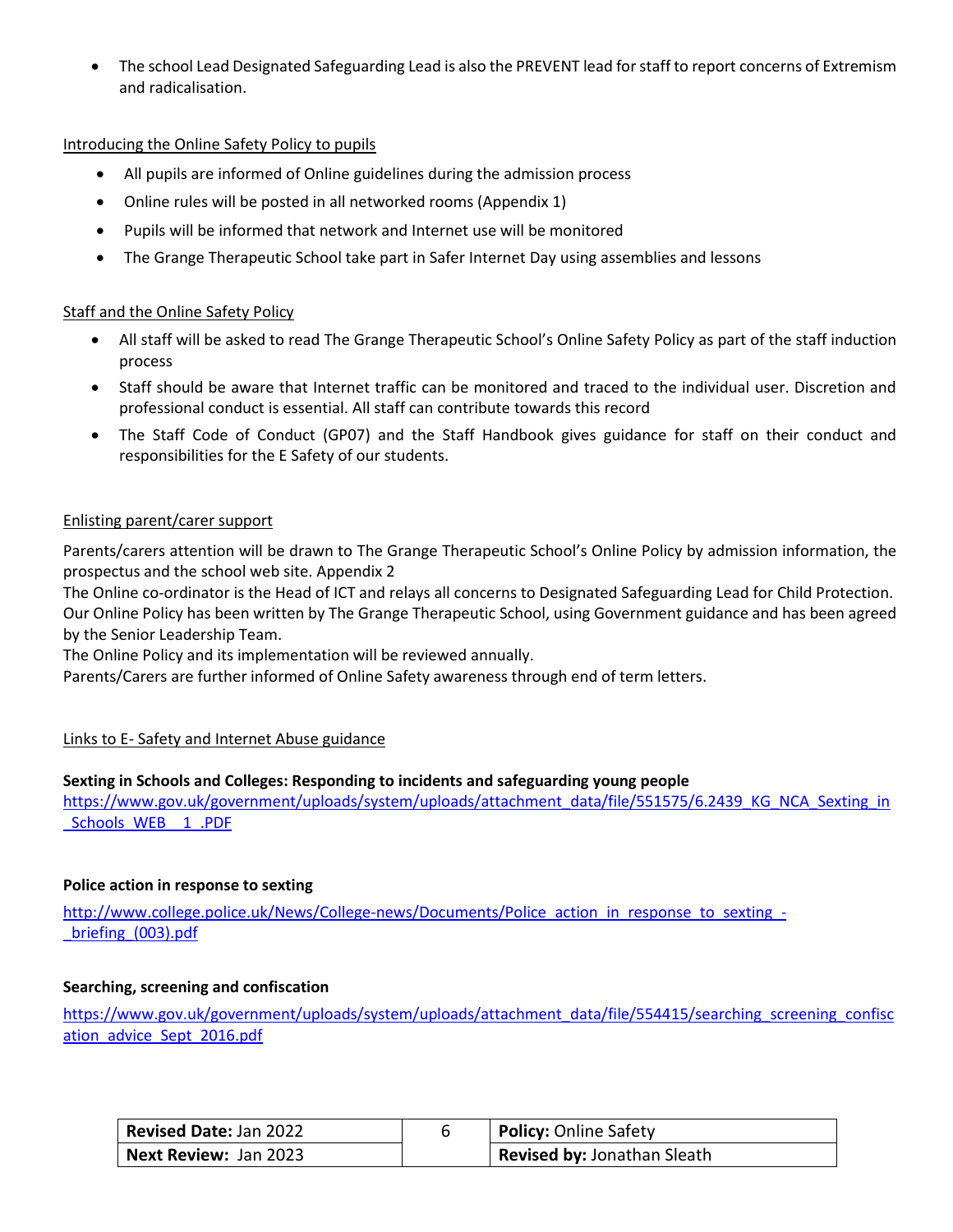- The school Lead Designated Safeguarding Lead is also the PREVENT lead for staff to report concerns of Extremism and radicalisation.

<u>Introducing the Online Safety Policy to pupils</u>

- All pupils are informed of Online guidelines during the admission process
- Online rules will be posted in all networked rooms (Appendix 1)
- Pupils will be informed that network and Internet use will be monitored
- The Grange Therapeutic School take part in Safer Internet Day using assemblies and lessons

<u>Staff and the Online Safety Policy</u>

- All staff will be asked to read The Grange Therapeutic School's Online Safety Policy as part of the staff induction process
- Staff should be aware that Internet traffic can be monitored and traced to the individual user. Discretion and professional conduct is essential. All staff can contribute towards this record
- The Staff Code of Conduct (GP07) and the Staff Handbook gives guidance for staff on their conduct and responsibilities for the E Safety of our students.

<u>Enlisting parent/carer support</u>

Parents/carers attention will be drawn to The Grange Therapeutic School's Online Policy by admission information, the prospectus and the school web site. Appendix 2
The Online co-ordinator is the Head of ICT and relays all concerns to Designated Safeguarding Lead for Child Protection.
Our Online Policy has been written by The Grange Therapeutic School, using Government guidance and has been agreed by the Senior Leadership Team.
The Online Policy and its implementation will be reviewed annually.
Parents/Carers are further informed of Online Safety awareness through end of term letters.

<u>Links to E- Safety and Internet Abuse guidance</u>

**Sexting in Schools and Colleges: Responding to incidents and safeguarding young people**
https://www.gov.uk/government/uploads/system/uploads/attachment_data/file/551575/6.2439_KG_NCA_Sexting_in_Schools_WEB__1_.PDF

**Police action in response to sexting**

http://www.college.police.uk/News/College-news/Documents/Police_action_in_response_to_sexting_-_briefing_(003).pdf

**Searching, screening and confiscation**

https://www.gov.uk/government/uploads/system/uploads/attachment_data/file/554415/searching_screening_confiscation_advice_Sept_2016.pdf

| **Revised Date:** Jan 2022 | 6 | **Policy:** Online Safety |
|---|---|---|
| **Next Review:** Jan 2023 | | **Revised by:** Jonathan Sleath |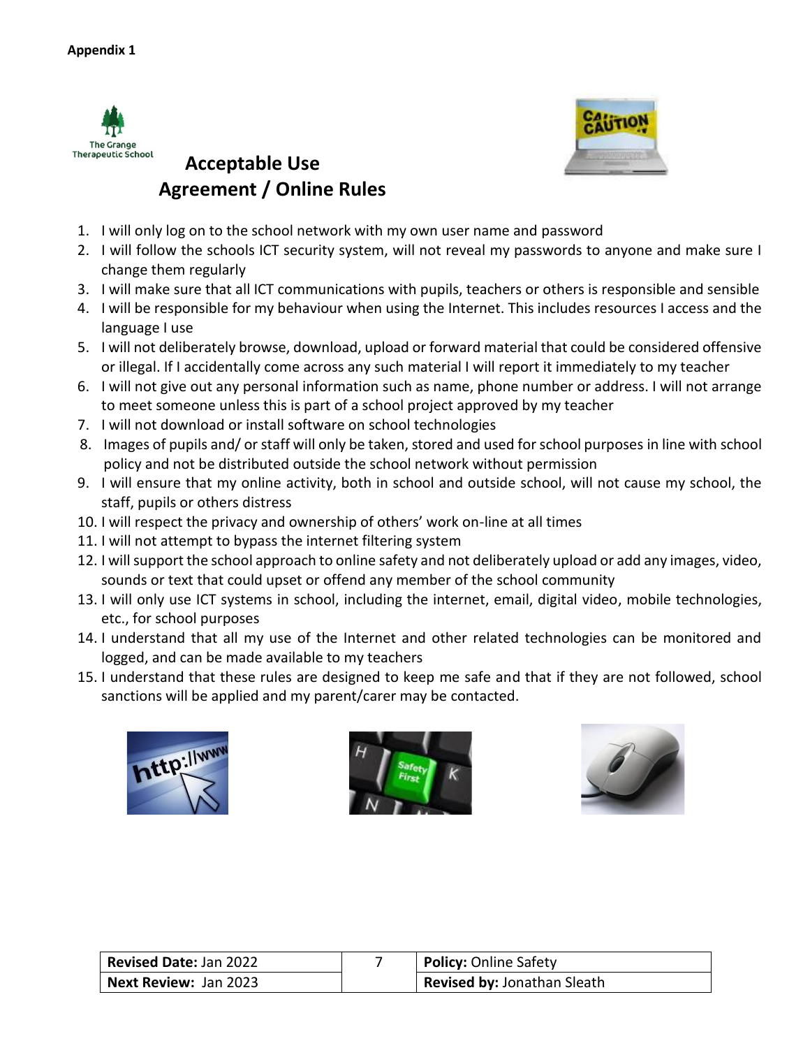**Appendix 1**

# Acceptable Use Agreement / Online Rules

1. I will only log on to the school network with my own user name and password
2. I will follow the schools ICT security system, will not reveal my passwords to anyone and make sure I change them regularly
3. I will make sure that all ICT communications with pupils, teachers or others is responsible and sensible
4. I will be responsible for my behaviour when using the Internet. This includes resources I access and the language I use
5. I will not deliberately browse, download, upload or forward material that could be considered offensive or illegal. If I accidentally come across any such material I will report it immediately to my teacher
6. I will not give out any personal information such as name, phone number or address. I will not arrange to meet someone unless this is part of a school project approved by my teacher
7. I will not download or install software on school technologies
8. Images of pupils and/ or staff will only be taken, stored and used for school purposes in line with school policy and not be distributed outside the school network without permission
9. I will ensure that my online activity, both in school and outside school, will not cause my school, the staff, pupils or others distress
10. I will respect the privacy and ownership of others' work on-line at all times
11. I will not attempt to bypass the internet filtering system
12. I will support the school approach to online safety and not deliberately upload or add any images, video, sounds or text that could upset or offend any member of the school community
13. I will only use ICT systems in school, including the internet, email, digital video, mobile technologies, etc., for school purposes
14. I understand that all my use of the Internet and other related technologies can be monitored and logged, and can be made available to my teachers
15. I understand that these rules are designed to keep me safe and that if they are not followed, school sanctions will be applied and my parent/carer may be contacted.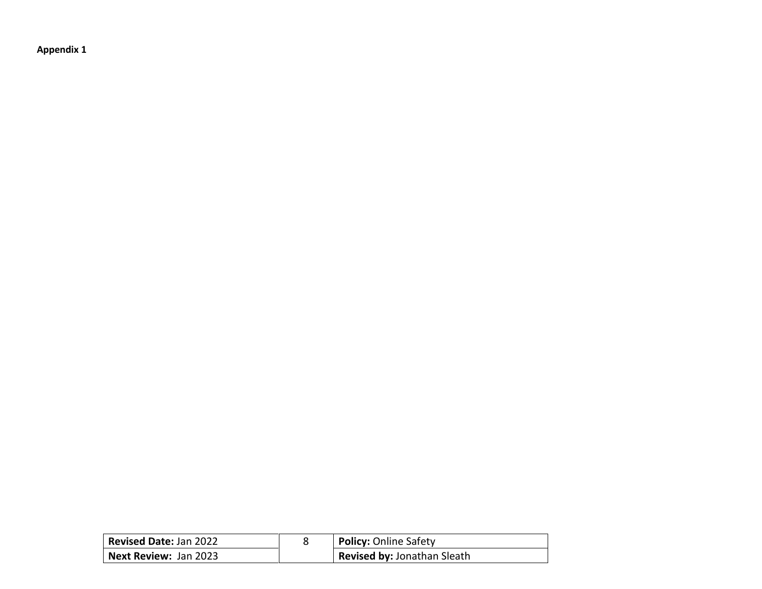**Appendix 1**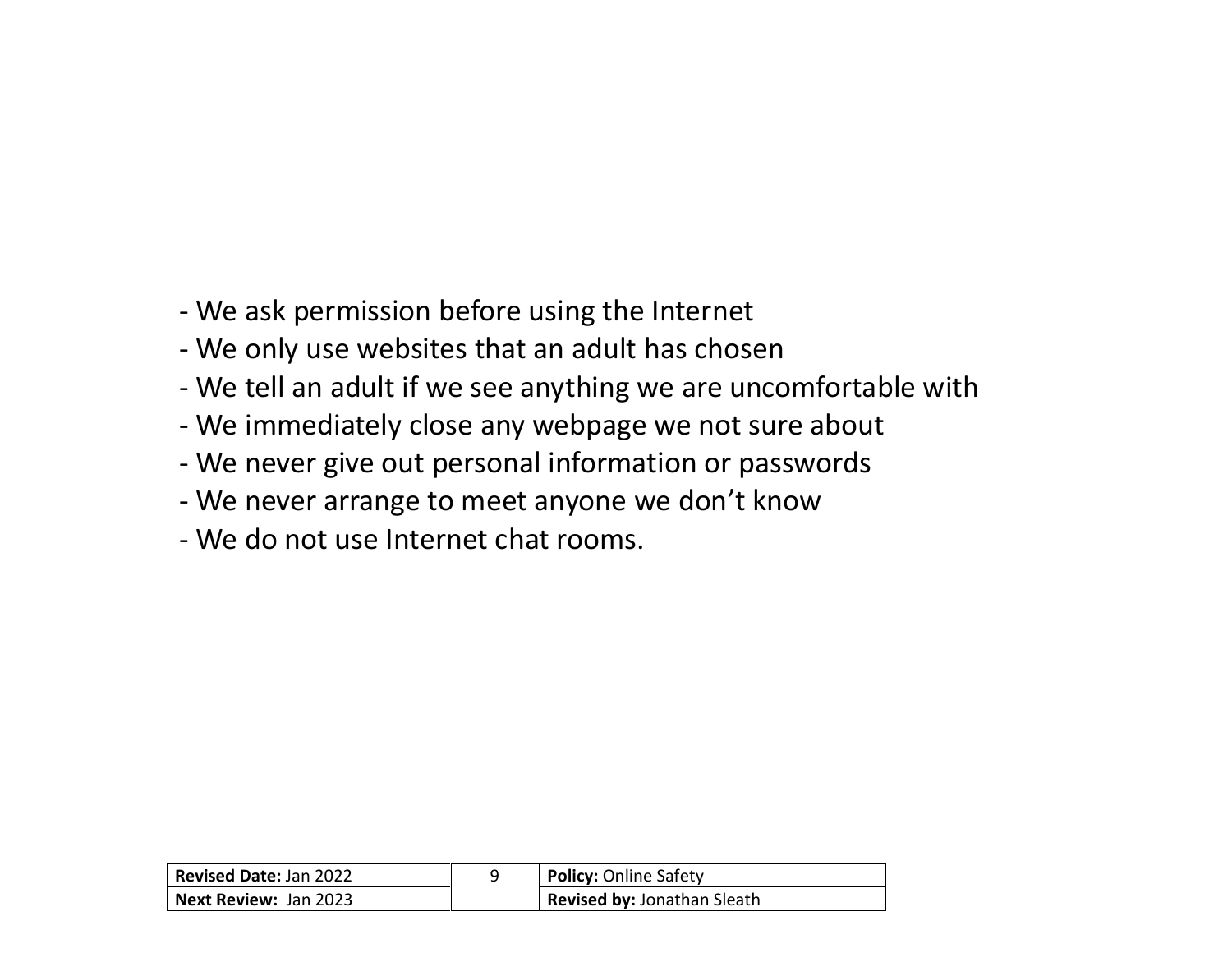- We ask permission before using the Internet
- We only use websites that an adult has chosen
- We tell an adult if we see anything we are uncomfortable with
- We immediately close any webpage we not sure about
- We never give out personal information or passwords
- We never arrange to meet anyone we don't know
- We do not use Internet chat rooms.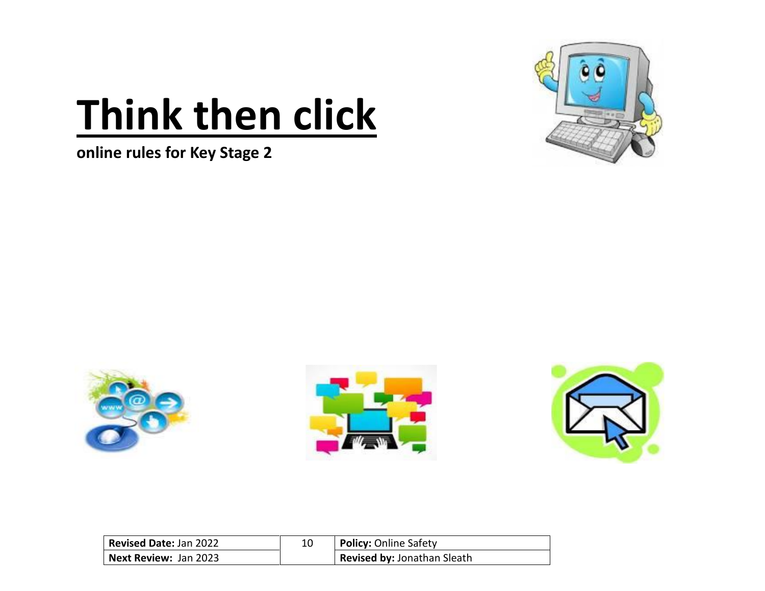# Think then click

**online rules for Key Stage 2**